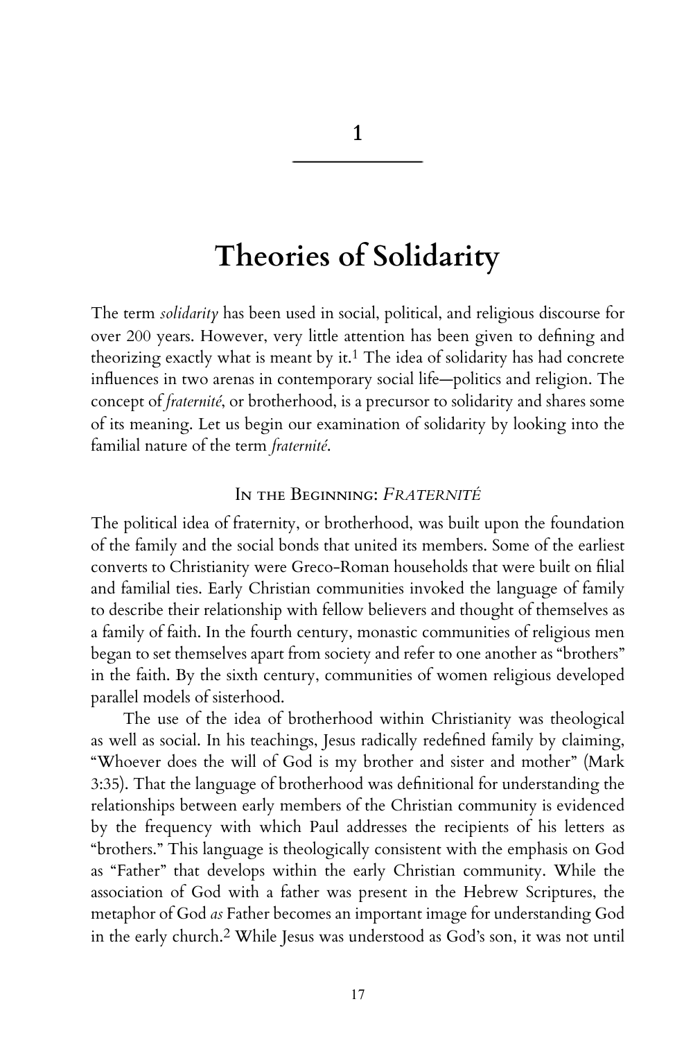# 1

# Theories of Solidarity

The term *solidarity* has been used in social, political, and religious discourse for over 200 years. However, very little attention has been given to defining and theorizing exactly what is meant by it.[1] The idea of solidarity has had concrete influences in two arenas in contemporary social life—politics and religion. The concept of *fraternité*, or brotherhood, is a precursor to solidarity and shares some of its meaning. Let us begin our examination of solidarity by looking into the familial nature of the term *fraternité*.

## In the Beginning: *Fraternité*

The political idea of fraternity, or brotherhood, was built upon the foundation of the family and the social bonds that united its members. Some of the earliest converts to Christianity were Greco-Roman households that were built on filial and familial ties. Early Christian communities invoked the language of family to describe their relationship with fellow believers and thought of themselves as a family of faith. In the fourth century, monastic communities of religious men began to set themselves apart from society and refer to one another as "brothers" in the faith. By the sixth century, communities of women religious developed parallel models of sisterhood.

The use of the idea of brotherhood within Christianity was theological as well as social. In his teachings, Jesus radically redefined family by claiming, "Whoever does the will of God is my brother and sister and mother" (Mark 3:35). That the language of brotherhood was definitional for understanding the relationships between early members of the Christian community is evidenced by the frequency with which Paul addresses the recipients of his letters as "brothers." This language is theologically consistent with the emphasis on God as "Father" that develops within the early Christian community. While the association of God with a father was present in the Hebrew Scriptures, the metaphor of God *as* Father becomes an important image for understanding God in the early church.[2] While Jesus was understood as God's son, it was not until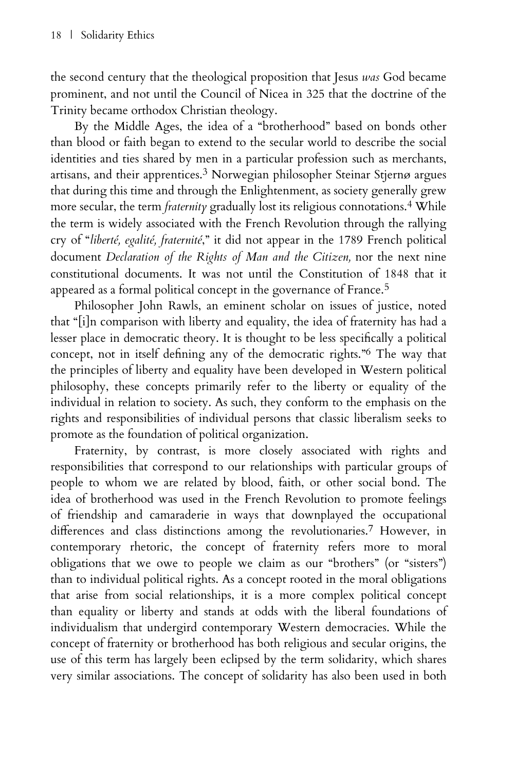the second century that the theological proposition that Jesus *was* God became prominent, and not until the Council of Nicea in 325 that the doctrine of the Trinity became orthodox Christian theology.

By the Middle Ages, the idea of a "brotherhood" based on bonds other than blood or faith began to extend to the secular world to describe the social identities and ties shared by men in a particular profession such as merchants, artisans, and their apprentices.[3] Norwegian philosopher Steinar Stjernø argues that during this time and through the Enlightenment, as society generally grew more secular, the term *fraternity* gradually lost its religious connotations.[4] While the term is widely associated with the French Revolution through the rallying cry of "*liberté, egalité, fraternité*," it did not appear in the 1789 French political document *Declaration of the Rights of Man and the Citizen,* nor the next nine constitutional documents. It was not until the Constitution of 1848 that it appeared as a formal political concept in the governance of France.[5]

Philosopher John Rawls, an eminent scholar on issues of justice, noted that "[i]n comparison with liberty and equality, the idea of fraternity has had a lesser place in democratic theory. It is thought to be less specifically a political concept, not in itself defining any of the democratic rights."[6] The way that the principles of liberty and equality have been developed in Western political philosophy, these concepts primarily refer to the liberty or equality of the individual in relation to society. As such, they conform to the emphasis on the rights and responsibilities of individual persons that classic liberalism seeks to promote as the foundation of political organization.

Fraternity, by contrast, is more closely associated with rights and responsibilities that correspond to our relationships with particular groups of people to whom we are related by blood, faith, or other social bond. The idea of brotherhood was used in the French Revolution to promote feelings of friendship and camaraderie in ways that downplayed the occupational differences and class distinctions among the revolutionaries.[7] However, in contemporary rhetoric, the concept of fraternity refers more to moral obligations that we owe to people we claim as our "brothers" (or "sisters") than to individual political rights. As a concept rooted in the moral obligations that arise from social relationships, it is a more complex political concept than equality or liberty and stands at odds with the liberal foundations of individualism that undergird contemporary Western democracies. While the concept of fraternity or brotherhood has both religious and secular origins, the use of this term has largely been eclipsed by the term solidarity, which shares very similar associations. The concept of solidarity has also been used in both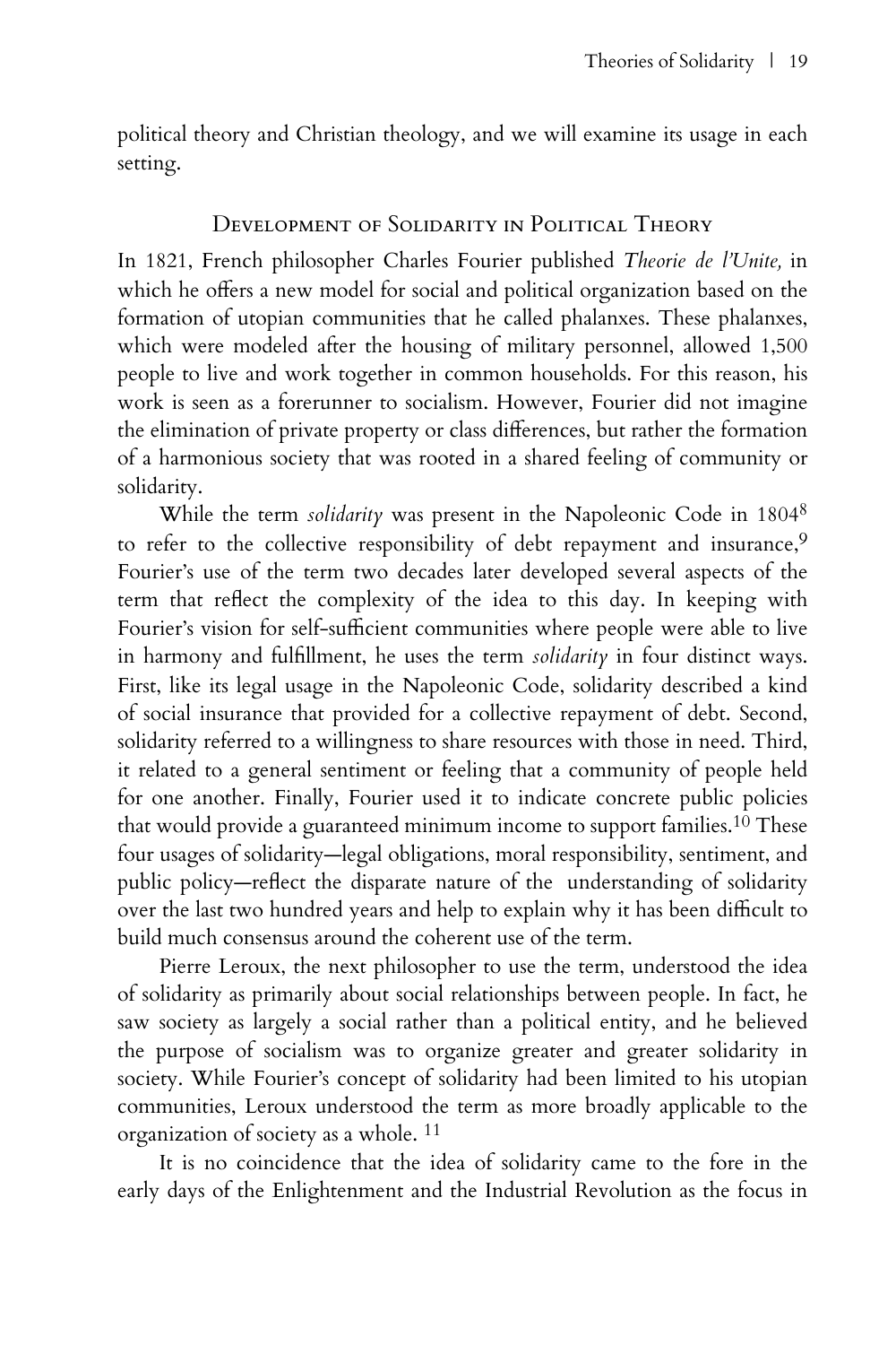political theory and Christian theology, and we will examine its usage in each setting.

## Development of Solidarity in Political Theory

In 1821, French philosopher Charles Fourier published *Theorie de l'Unite,* in which he offers a new model for social and political organization based on the formation of utopian communities that he called phalanxes. These phalanxes, which were modeled after the housing of military personnel, allowed 1,500 people to live and work together in common households. For this reason, his work is seen as a forerunner to socialism. However, Fourier did not imagine the elimination of private property or class differences, but rather the formation of a harmonious society that was rooted in a shared feeling of community or solidarity.

While the term *solidarity* was present in the Napoleonic Code in 1804[8] to refer to the collective responsibility of debt repayment and insurance,[9] Fourier's use of the term two decades later developed several aspects of the term that reflect the complexity of the idea to this day. In keeping with Fourier's vision for self-sufficient communities where people were able to live in harmony and fulfillment, he uses the term *solidarity* in four distinct ways. First, like its legal usage in the Napoleonic Code, solidarity described a kind of social insurance that provided for a collective repayment of debt. Second, solidarity referred to a willingness to share resources with those in need. Third, it related to a general sentiment or feeling that a community of people held for one another. Finally, Fourier used it to indicate concrete public policies that would provide a guaranteed minimum income to support families.[10] These four usages of solidarity—legal obligations, moral responsibility, sentiment, and public policy—reflect the disparate nature of the understanding of solidarity over the last two hundred years and help to explain why it has been difficult to build much consensus around the coherent use of the term.

Pierre Leroux, the next philosopher to use the term, understood the idea of solidarity as primarily about social relationships between people. In fact, he saw society as largely a social rather than a political entity, and he believed the purpose of socialism was to organize greater and greater solidarity in society. While Fourier's concept of solidarity had been limited to his utopian communities, Leroux understood the term as more broadly applicable to the organization of society as a whole. [11]

It is no coincidence that the idea of solidarity came to the fore in the early days of the Enlightenment and the Industrial Revolution as the focus in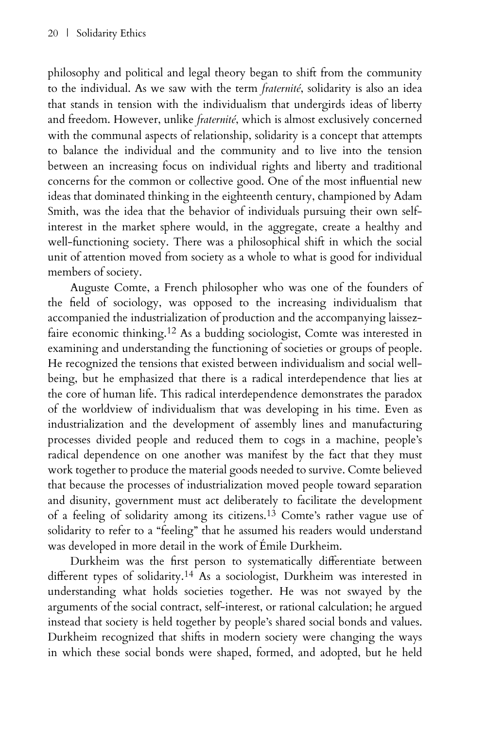philosophy and political and legal theory began to shift from the community to the individual. As we saw with the term *fraternité*, solidarity is also an idea that stands in tension with the individualism that undergirds ideas of liberty and freedom. However, unlike *fraternité*, which is almost exclusively concerned with the communal aspects of relationship, solidarity is a concept that attempts to balance the individual and the community and to live into the tension between an increasing focus on individual rights and liberty and traditional concerns for the common or collective good. One of the most influential new ideas that dominated thinking in the eighteenth century, championed by Adam Smith, was the idea that the behavior of individuals pursuing their own self-interest in the market sphere would, in the aggregate, create a healthy and well-functioning society. There was a philosophical shift in which the social unit of attention moved from society as a whole to what is good for individual members of society.

Auguste Comte, a French philosopher who was one of the founders of the field of sociology, was opposed to the increasing individualism that accompanied the industrialization of production and the accompanying laissez-faire economic thinking.[12] As a budding sociologist, Comte was interested in examining and understanding the functioning of societies or groups of people. He recognized the tensions that existed between individualism and social well-being, but he emphasized that there is a radical interdependence that lies at the core of human life. This radical interdependence demonstrates the paradox of the worldview of individualism that was developing in his time. Even as industrialization and the development of assembly lines and manufacturing processes divided people and reduced them to cogs in a machine, people's radical dependence on one another was manifest by the fact that they must work together to produce the material goods needed to survive. Comte believed that because the processes of industrialization moved people toward separation and disunity, government must act deliberately to facilitate the development of a feeling of solidarity among its citizens.[13] Comte's rather vague use of solidarity to refer to a "feeling" that he assumed his readers would understand was developed in more detail in the work of Émile Durkheim.

Durkheim was the first person to systematically differentiate between different types of solidarity.[14] As a sociologist, Durkheim was interested in understanding what holds societies together. He was not swayed by the arguments of the social contract, self-interest, or rational calculation; he argued instead that society is held together by people's shared social bonds and values. Durkheim recognized that shifts in modern society were changing the ways in which these social bonds were shaped, formed, and adopted, but he held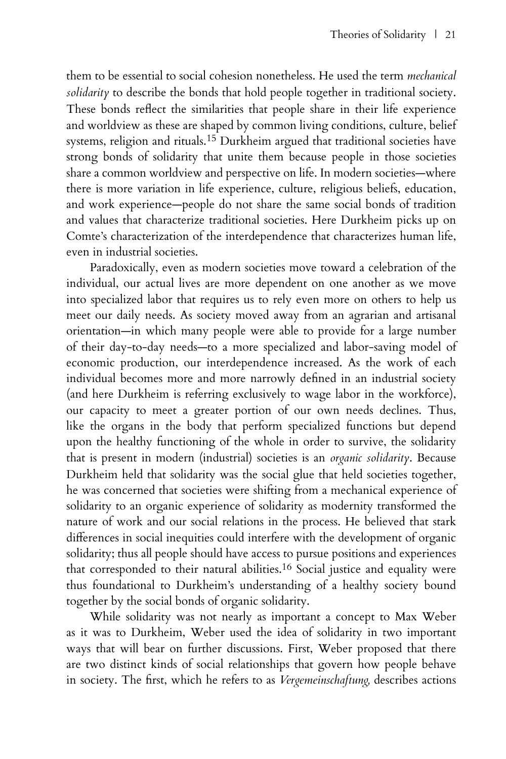them to be essential to social cohesion nonetheless. He used the term *mechanical solidarity* to describe the bonds that hold people together in traditional society. These bonds reflect the similarities that people share in their life experience and worldview as these are shaped by common living conditions, culture, belief systems, religion and rituals.[15] Durkheim argued that traditional societies have strong bonds of solidarity that unite them because people in those societies share a common worldview and perspective on life. In modern societies—where there is more variation in life experience, culture, religious beliefs, education, and work experience—people do not share the same social bonds of tradition and values that characterize traditional societies. Here Durkheim picks up on Comte's characterization of the interdependence that characterizes human life, even in industrial societies.

Paradoxically, even as modern societies move toward a celebration of the individual, our actual lives are more dependent on one another as we move into specialized labor that requires us to rely even more on others to help us meet our daily needs. As society moved away from an agrarian and artisanal orientation—in which many people were able to provide for a large number of their day-to-day needs—to a more specialized and labor-saving model of economic production, our interdependence increased. As the work of each individual becomes more and more narrowly defined in an industrial society (and here Durkheim is referring exclusively to wage labor in the workforce), our capacity to meet a greater portion of our own needs declines. Thus, like the organs in the body that perform specialized functions but depend upon the healthy functioning of the whole in order to survive, the solidarity that is present in modern (industrial) societies is an *organic solidarity*. Because Durkheim held that solidarity was the social glue that held societies together, he was concerned that societies were shifting from a mechanical experience of solidarity to an organic experience of solidarity as modernity transformed the nature of work and our social relations in the process. He believed that stark differences in social inequities could interfere with the development of organic solidarity; thus all people should have access to pursue positions and experiences that corresponded to their natural abilities.[16] Social justice and equality were thus foundational to Durkheim's understanding of a healthy society bound together by the social bonds of organic solidarity.

While solidarity was not nearly as important a concept to Max Weber as it was to Durkheim, Weber used the idea of solidarity in two important ways that will bear on further discussions. First, Weber proposed that there are two distinct kinds of social relationships that govern how people behave in society. The first, which he refers to as *Vergemeinschaftung,* describes actions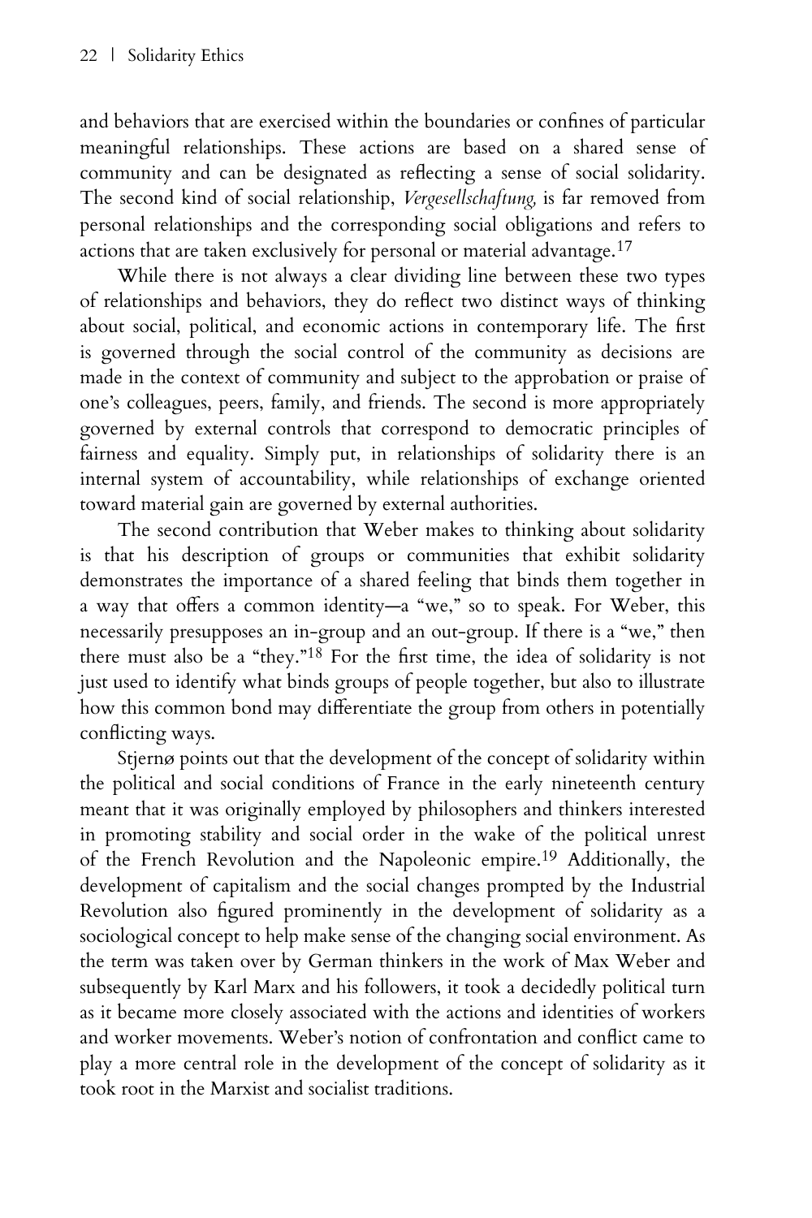and behaviors that are exercised within the boundaries or confines of particular meaningful relationships. These actions are based on a shared sense of community and can be designated as reflecting a sense of social solidarity. The second kind of social relationship, *Vergesellschaftung,* is far removed from personal relationships and the corresponding social obligations and refers to actions that are taken exclusively for personal or material advantage.[17]

While there is not always a clear dividing line between these two types of relationships and behaviors, they do reflect two distinct ways of thinking about social, political, and economic actions in contemporary life. The first is governed through the social control of the community as decisions are made in the context of community and subject to the approbation or praise of one's colleagues, peers, family, and friends. The second is more appropriately governed by external controls that correspond to democratic principles of fairness and equality. Simply put, in relationships of solidarity there is an internal system of accountability, while relationships of exchange oriented toward material gain are governed by external authorities.

The second contribution that Weber makes to thinking about solidarity is that his description of groups or communities that exhibit solidarity demonstrates the importance of a shared feeling that binds them together in a way that offers a common identity—a "we," so to speak. For Weber, this necessarily presupposes an in-group and an out-group. If there is a "we," then there must also be a "they."[18] For the first time, the idea of solidarity is not just used to identify what binds groups of people together, but also to illustrate how this common bond may differentiate the group from others in potentially conflicting ways.

Stjernø points out that the development of the concept of solidarity within the political and social conditions of France in the early nineteenth century meant that it was originally employed by philosophers and thinkers interested in promoting stability and social order in the wake of the political unrest of the French Revolution and the Napoleonic empire.[19] Additionally, the development of capitalism and the social changes prompted by the Industrial Revolution also figured prominently in the development of solidarity as a sociological concept to help make sense of the changing social environment. As the term was taken over by German thinkers in the work of Max Weber and subsequently by Karl Marx and his followers, it took a decidedly political turn as it became more closely associated with the actions and identities of workers and worker movements. Weber's notion of confrontation and conflict came to play a more central role in the development of the concept of solidarity as it took root in the Marxist and socialist traditions.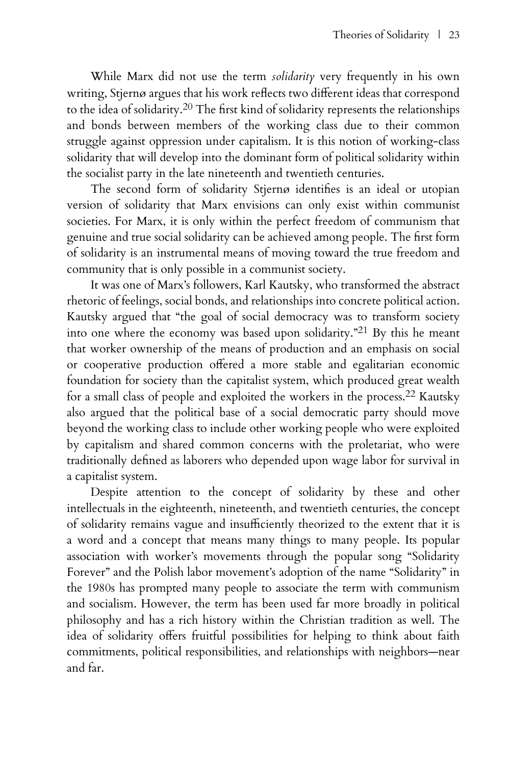While Marx did not use the term *solidarity* very frequently in his own writing, Stjernø argues that his work reflects two different ideas that correspond to the idea of solidarity.[20] The first kind of solidarity represents the relationships and bonds between members of the working class due to their common struggle against oppression under capitalism. It is this notion of working-class solidarity that will develop into the dominant form of political solidarity within the socialist party in the late nineteenth and twentieth centuries.

The second form of solidarity Stjernø identifies is an ideal or utopian version of solidarity that Marx envisions can only exist within communist societies. For Marx, it is only within the perfect freedom of communism that genuine and true social solidarity can be achieved among people. The first form of solidarity is an instrumental means of moving toward the true freedom and community that is only possible in a communist society.

It was one of Marx's followers, Karl Kautsky, who transformed the abstract rhetoric of feelings, social bonds, and relationships into concrete political action. Kautsky argued that "the goal of social democracy was to transform society into one where the economy was based upon solidarity."[21] By this he meant that worker ownership of the means of production and an emphasis on social or cooperative production offered a more stable and egalitarian economic foundation for society than the capitalist system, which produced great wealth for a small class of people and exploited the workers in the process.[22] Kautsky also argued that the political base of a social democratic party should move beyond the working class to include other working people who were exploited by capitalism and shared common concerns with the proletariat, who were traditionally defined as laborers who depended upon wage labor for survival in a capitalist system.

Despite attention to the concept of solidarity by these and other intellectuals in the eighteenth, nineteenth, and twentieth centuries, the concept of solidarity remains vague and insufficiently theorized to the extent that it is a word and a concept that means many things to many people. Its popular association with worker's movements through the popular song "Solidarity Forever" and the Polish labor movement's adoption of the name "Solidarity" in the 1980s has prompted many people to associate the term with communism and socialism. However, the term has been used far more broadly in political philosophy and has a rich history within the Christian tradition as well. The idea of solidarity offers fruitful possibilities for helping to think about faith commitments, political responsibilities, and relationships with neighbors—near and far.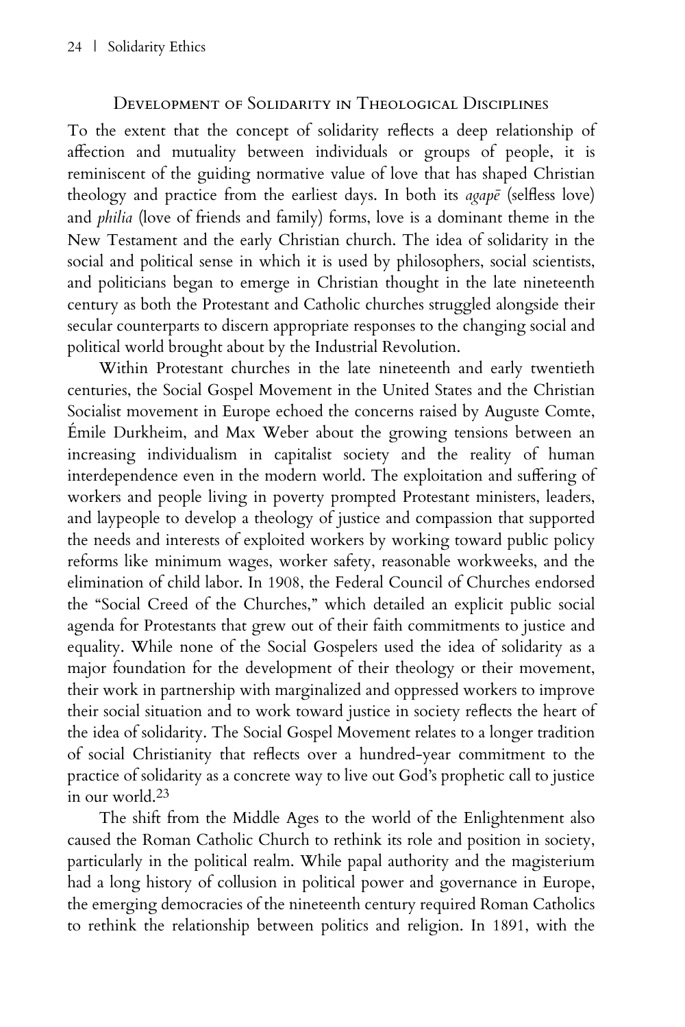## Development of Solidarity in Theological Disciplines

To the extent that the concept of solidarity reflects a deep relationship of affection and mutuality between individuals or groups of people, it is reminiscent of the guiding normative value of love that has shaped Christian theology and practice from the earliest days. In both its *agapē* (selfless love) and *philia* (love of friends and family) forms, love is a dominant theme in the New Testament and the early Christian church. The idea of solidarity in the social and political sense in which it is used by philosophers, social scientists, and politicians began to emerge in Christian thought in the late nineteenth century as both the Protestant and Catholic churches struggled alongside their secular counterparts to discern appropriate responses to the changing social and political world brought about by the Industrial Revolution.

Within Protestant churches in the late nineteenth and early twentieth centuries, the Social Gospel Movement in the United States and the Christian Socialist movement in Europe echoed the concerns raised by Auguste Comte, Émile Durkheim, and Max Weber about the growing tensions between an increasing individualism in capitalist society and the reality of human interdependence even in the modern world. The exploitation and suffering of workers and people living in poverty prompted Protestant ministers, leaders, and laypeople to develop a theology of justice and compassion that supported the needs and interests of exploited workers by working toward public policy reforms like minimum wages, worker safety, reasonable workweeks, and the elimination of child labor. In 1908, the Federal Council of Churches endorsed the "Social Creed of the Churches," which detailed an explicit public social agenda for Protestants that grew out of their faith commitments to justice and equality. While none of the Social Gospelers used the idea of solidarity as a major foundation for the development of their theology or their movement, their work in partnership with marginalized and oppressed workers to improve their social situation and to work toward justice in society reflects the heart of the idea of solidarity. The Social Gospel Movement relates to a longer tradition of social Christianity that reflects over a hundred-year commitment to the practice of solidarity as a concrete way to live out God's prophetic call to justice in our world.[23]

The shift from the Middle Ages to the world of the Enlightenment also caused the Roman Catholic Church to rethink its role and position in society, particularly in the political realm. While papal authority and the magisterium had a long history of collusion in political power and governance in Europe, the emerging democracies of the nineteenth century required Roman Catholics to rethink the relationship between politics and religion. In 1891, with the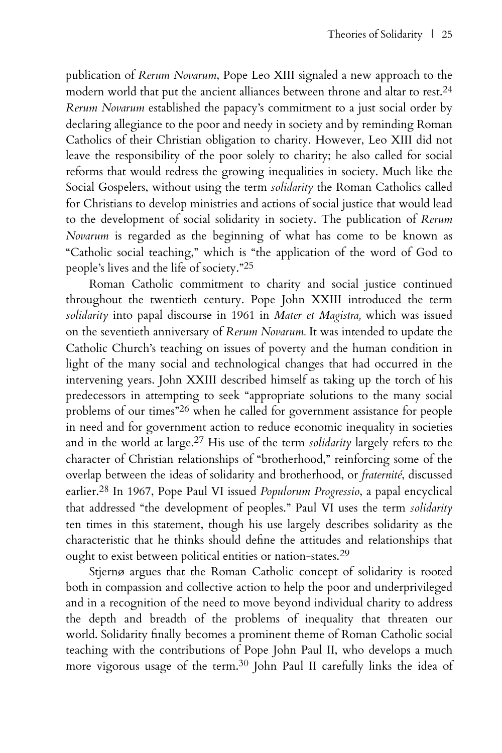publication of *Rerum Novarum*, Pope Leo XIII signaled a new approach to the modern world that put the ancient alliances between throne and altar to rest.[24] *Rerum Novarum* established the papacy's commitment to a just social order by declaring allegiance to the poor and needy in society and by reminding Roman Catholics of their Christian obligation to charity. However, Leo XIII did not leave the responsibility of the poor solely to charity; he also called for social reforms that would redress the growing inequalities in society. Much like the Social Gospelers, without using the term *solidarity* the Roman Catholics called for Christians to develop ministries and actions of social justice that would lead to the development of social solidarity in society. The publication of *Rerum Novarum* is regarded as the beginning of what has come to be known as "Catholic social teaching," which is "the application of the word of God to people's lives and the life of society."[25]

Roman Catholic commitment to charity and social justice continued throughout the twentieth century. Pope John XXIII introduced the term *solidarity* into papal discourse in 1961 in *Mater et Magistra,* which was issued on the seventieth anniversary of *Rerum Novarum.* It was intended to update the Catholic Church's teaching on issues of poverty and the human condition in light of the many social and technological changes that had occurred in the intervening years. John XXIII described himself as taking up the torch of his predecessors in attempting to seek "appropriate solutions to the many social problems of our times"[26] when he called for government assistance for people in need and for government action to reduce economic inequality in societies and in the world at large.[27] His use of the term *solidarity* largely refers to the character of Christian relationships of "brotherhood," reinforcing some of the overlap between the ideas of solidarity and brotherhood, or *fraternité*, discussed earlier.[28] In 1967, Pope Paul VI issued *Populorum Progressio*, a papal encyclical that addressed "the development of peoples." Paul VI uses the term *solidarity* ten times in this statement, though his use largely describes solidarity as the characteristic that he thinks should define the attitudes and relationships that ought to exist between political entities or nation-states.[29]

Stjernø argues that the Roman Catholic concept of solidarity is rooted both in compassion and collective action to help the poor and underprivileged and in a recognition of the need to move beyond individual charity to address the depth and breadth of the problems of inequality that threaten our world. Solidarity finally becomes a prominent theme of Roman Catholic social teaching with the contributions of Pope John Paul II, who develops a much more vigorous usage of the term.[30] John Paul II carefully links the idea of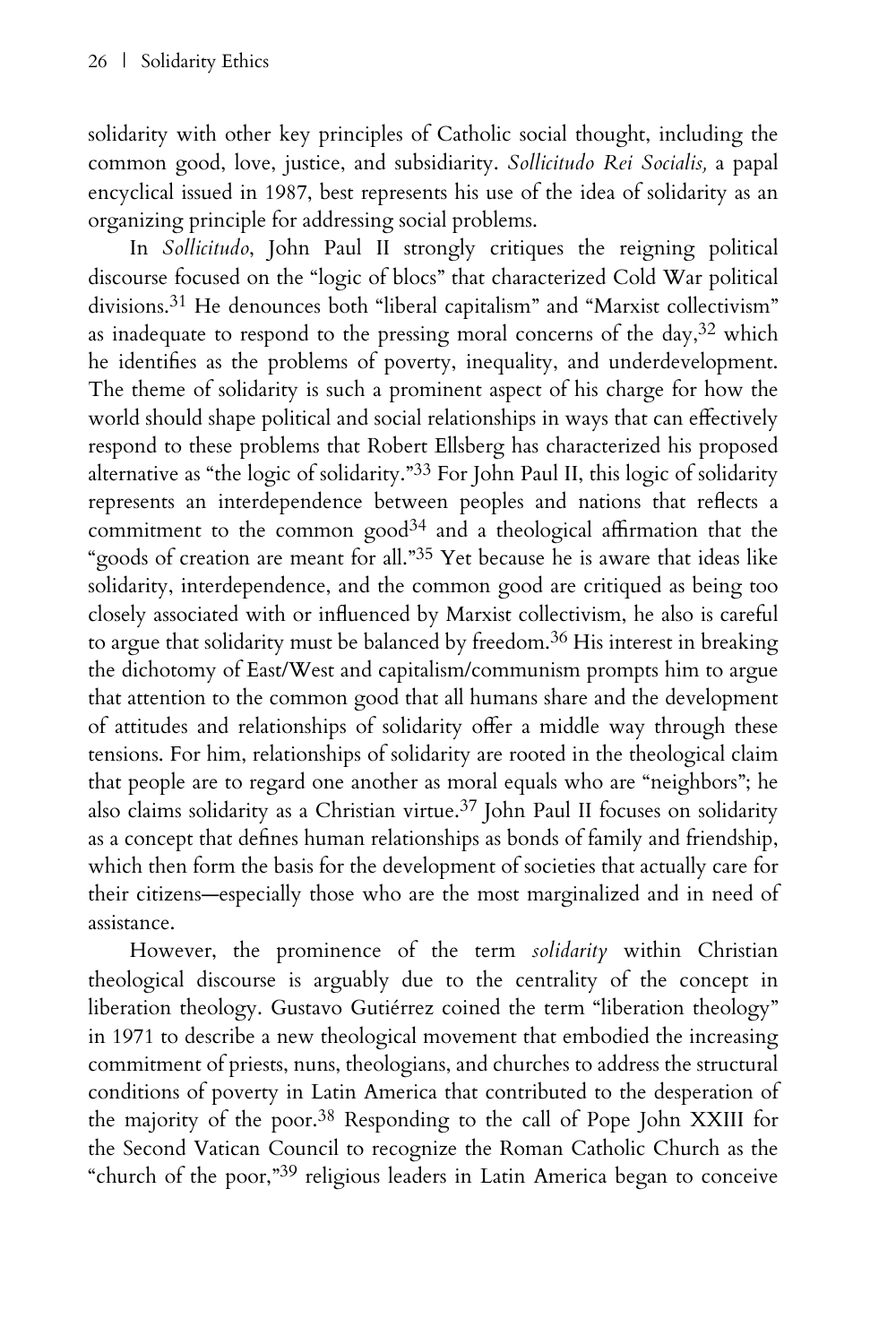solidarity with other key principles of Catholic social thought, including the common good, love, justice, and subsidiarity. *Sollicitudo Rei Socialis,* a papal encyclical issued in 1987, best represents his use of the idea of solidarity as an organizing principle for addressing social problems.

In *Sollicitudo*, John Paul II strongly critiques the reigning political discourse focused on the "logic of blocs" that characterized Cold War political divisions.[31] He denounces both "liberal capitalism" and "Marxist collectivism" as inadequate to respond to the pressing moral concerns of the day,[32] which he identifies as the problems of poverty, inequality, and underdevelopment. The theme of solidarity is such a prominent aspect of his charge for how the world should shape political and social relationships in ways that can effectively respond to these problems that Robert Ellsberg has characterized his proposed alternative as "the logic of solidarity."[33] For John Paul II, this logic of solidarity represents an interdependence between peoples and nations that reflects a commitment to the common good[34] and a theological affirmation that the "goods of creation are meant for all."[35] Yet because he is aware that ideas like solidarity, interdependence, and the common good are critiqued as being too closely associated with or influenced by Marxist collectivism, he also is careful to argue that solidarity must be balanced by freedom.[36] His interest in breaking the dichotomy of East/West and capitalism/communism prompts him to argue that attention to the common good that all humans share and the development of attitudes and relationships of solidarity offer a middle way through these tensions. For him, relationships of solidarity are rooted in the theological claim that people are to regard one another as moral equals who are "neighbors"; he also claims solidarity as a Christian virtue.[37] John Paul II focuses on solidarity as a concept that defines human relationships as bonds of family and friendship, which then form the basis for the development of societies that actually care for their citizens—especially those who are the most marginalized and in need of assistance.

However, the prominence of the term *solidarity* within Christian theological discourse is arguably due to the centrality of the concept in liberation theology. Gustavo Gutiérrez coined the term "liberation theology" in 1971 to describe a new theological movement that embodied the increasing commitment of priests, nuns, theologians, and churches to address the structural conditions of poverty in Latin America that contributed to the desperation of the majority of the poor.[38] Responding to the call of Pope John XXIII for the Second Vatican Council to recognize the Roman Catholic Church as the "church of the poor,"[39] religious leaders in Latin America began to conceive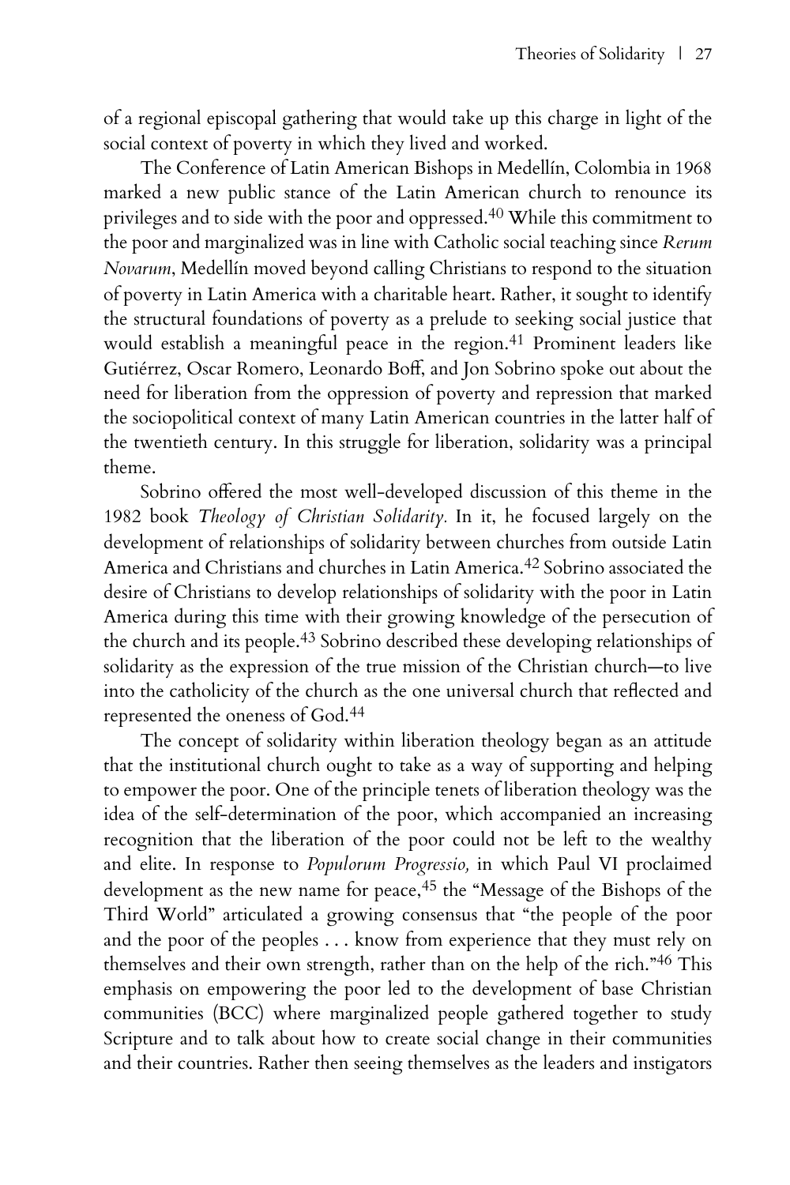of a regional episcopal gathering that would take up this charge in light of the social context of poverty in which they lived and worked.

The Conference of Latin American Bishops in Medellín, Colombia in 1968 marked a new public stance of the Latin American church to renounce its privileges and to side with the poor and oppressed.[40] While this commitment to the poor and marginalized was in line with Catholic social teaching since *Rerum Novarum*, Medellín moved beyond calling Christians to respond to the situation of poverty in Latin America with a charitable heart. Rather, it sought to identify the structural foundations of poverty as a prelude to seeking social justice that would establish a meaningful peace in the region.[41] Prominent leaders like Gutiérrez, Oscar Romero, Leonardo Boff, and Jon Sobrino spoke out about the need for liberation from the oppression of poverty and repression that marked the sociopolitical context of many Latin American countries in the latter half of the twentieth century. In this struggle for liberation, solidarity was a principal theme.

Sobrino offered the most well-developed discussion of this theme in the 1982 book *Theology of Christian Solidarity.* In it, he focused largely on the development of relationships of solidarity between churches from outside Latin America and Christians and churches in Latin America.[42] Sobrino associated the desire of Christians to develop relationships of solidarity with the poor in Latin America during this time with their growing knowledge of the persecution of the church and its people.[43] Sobrino described these developing relationships of solidarity as the expression of the true mission of the Christian church—to live into the catholicity of the church as the one universal church that reflected and represented the oneness of God.[44]

The concept of solidarity within liberation theology began as an attitude that the institutional church ought to take as a way of supporting and helping to empower the poor. One of the principle tenets of liberation theology was the idea of the self-determination of the poor, which accompanied an increasing recognition that the liberation of the poor could not be left to the wealthy and elite. In response to *Populorum Progressio,* in which Paul VI proclaimed development as the new name for peace,[45] the "Message of the Bishops of the Third World" articulated a growing consensus that "the people of the poor and the poor of the peoples . . . know from experience that they must rely on themselves and their own strength, rather than on the help of the rich."[46] This emphasis on empowering the poor led to the development of base Christian communities (BCC) where marginalized people gathered together to study Scripture and to talk about how to create social change in their communities and their countries. Rather then seeing themselves as the leaders and instigators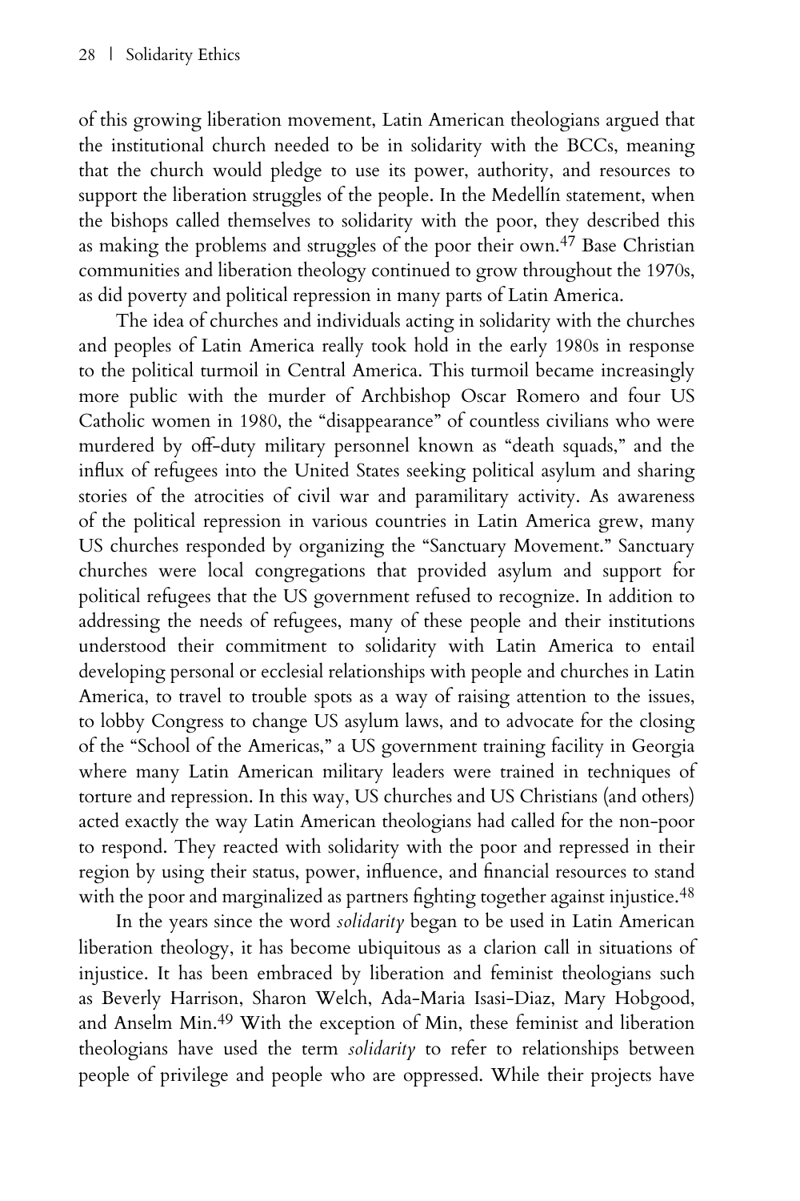of this growing liberation movement, Latin American theologians argued that the institutional church needed to be in solidarity with the BCCs, meaning that the church would pledge to use its power, authority, and resources to support the liberation struggles of the people. In the Medellín statement, when the bishops called themselves to solidarity with the poor, they described this as making the problems and struggles of the poor their own.[47] Base Christian communities and liberation theology continued to grow throughout the 1970s, as did poverty and political repression in many parts of Latin America.

The idea of churches and individuals acting in solidarity with the churches and peoples of Latin America really took hold in the early 1980s in response to the political turmoil in Central America. This turmoil became increasingly more public with the murder of Archbishop Oscar Romero and four US Catholic women in 1980, the "disappearance" of countless civilians who were murdered by off-duty military personnel known as "death squads," and the influx of refugees into the United States seeking political asylum and sharing stories of the atrocities of civil war and paramilitary activity. As awareness of the political repression in various countries in Latin America grew, many US churches responded by organizing the "Sanctuary Movement." Sanctuary churches were local congregations that provided asylum and support for political refugees that the US government refused to recognize. In addition to addressing the needs of refugees, many of these people and their institutions understood their commitment to solidarity with Latin America to entail developing personal or ecclesial relationships with people and churches in Latin America, to travel to trouble spots as a way of raising attention to the issues, to lobby Congress to change US asylum laws, and to advocate for the closing of the "School of the Americas," a US government training facility in Georgia where many Latin American military leaders were trained in techniques of torture and repression. In this way, US churches and US Christians (and others) acted exactly the way Latin American theologians had called for the non-poor to respond. They reacted with solidarity with the poor and repressed in their region by using their status, power, influence, and financial resources to stand with the poor and marginalized as partners fighting together against injustice.[48]

In the years since the word *solidarity* began to be used in Latin American liberation theology, it has become ubiquitous as a clarion call in situations of injustice. It has been embraced by liberation and feminist theologians such as Beverly Harrison, Sharon Welch, Ada-Maria Isasi-Diaz, Mary Hobgood, and Anselm Min.[49] With the exception of Min, these feminist and liberation theologians have used the term *solidarity* to refer to relationships between people of privilege and people who are oppressed. While their projects have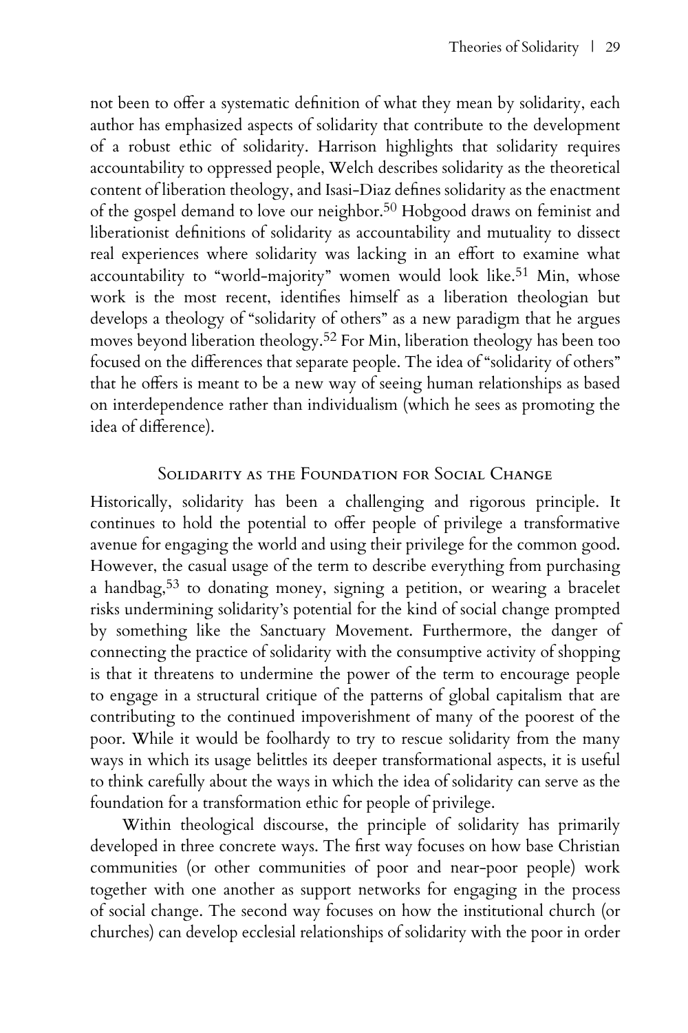not been to offer a systematic definition of what they mean by solidarity, each author has emphasized aspects of solidarity that contribute to the development of a robust ethic of solidarity. Harrison highlights that solidarity requires accountability to oppressed people, Welch describes solidarity as the theoretical content of liberation theology, and Isasi-Diaz defines solidarity as the enactment of the gospel demand to love our neighbor.[50] Hobgood draws on feminist and liberationist definitions of solidarity as accountability and mutuality to dissect real experiences where solidarity was lacking in an effort to examine what accountability to "world-majority" women would look like.[51] Min, whose work is the most recent, identifies himself as a liberation theologian but develops a theology of "solidarity of others" as a new paradigm that he argues moves beyond liberation theology.[52] For Min, liberation theology has been too focused on the differences that separate people. The idea of "solidarity of others" that he offers is meant to be a new way of seeing human relationships as based on interdependence rather than individualism (which he sees as promoting the idea of difference).

## Solidarity as the Foundation for Social Change

Historically, solidarity has been a challenging and rigorous principle. It continues to hold the potential to offer people of privilege a transformative avenue for engaging the world and using their privilege for the common good. However, the casual usage of the term to describe everything from purchasing a handbag,[53] to donating money, signing a petition, or wearing a bracelet risks undermining solidarity's potential for the kind of social change prompted by something like the Sanctuary Movement. Furthermore, the danger of connecting the practice of solidarity with the consumptive activity of shopping is that it threatens to undermine the power of the term to encourage people to engage in a structural critique of the patterns of global capitalism that are contributing to the continued impoverishment of many of the poorest of the poor. While it would be foolhardy to try to rescue solidarity from the many ways in which its usage belittles its deeper transformational aspects, it is useful to think carefully about the ways in which the idea of solidarity can serve as the foundation for a transformation ethic for people of privilege.

Within theological discourse, the principle of solidarity has primarily developed in three concrete ways. The first way focuses on how base Christian communities (or other communities of poor and near-poor people) work together with one another as support networks for engaging in the process of social change. The second way focuses on how the institutional church (or churches) can develop ecclesial relationships of solidarity with the poor in order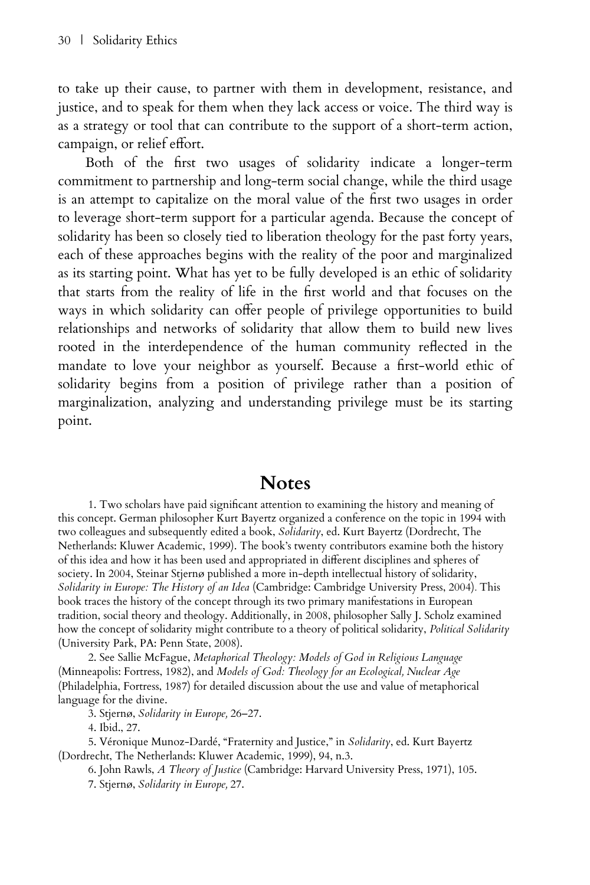to take up their cause, to partner with them in development, resistance, and justice, and to speak for them when they lack access or voice. The third way is as a strategy or tool that can contribute to the support of a short-term action, campaign, or relief effort.

Both of the first two usages of solidarity indicate a longer-term commitment to partnership and long-term social change, while the third usage is an attempt to capitalize on the moral value of the first two usages in order to leverage short-term support for a particular agenda. Because the concept of solidarity has been so closely tied to liberation theology for the past forty years, each of these approaches begins with the reality of the poor and marginalized as its starting point. What has yet to be fully developed is an ethic of solidarity that starts from the reality of life in the first world and that focuses on the ways in which solidarity can offer people of privilege opportunities to build relationships and networks of solidarity that allow them to build new lives rooted in the interdependence of the human community reflected in the mandate to love your neighbor as yourself. Because a first-world ethic of solidarity begins from a position of privilege rather than a position of marginalization, analyzing and understanding privilege must be its starting point.

## Notes

1. Two scholars have paid significant attention to examining the history and meaning of this concept. German philosopher Kurt Bayertz organized a conference on the topic in 1994 with two colleagues and subsequently edited a book, *Solidarity*, ed. Kurt Bayertz (Dordrecht, The Netherlands: Kluwer Academic, 1999). The book's twenty contributors examine both the history of this idea and how it has been used and appropriated in different disciplines and spheres of society. In 2004, Steinar Stjernø published a more in-depth intellectual history of solidarity, *Solidarity in Europe: The History of an Idea* (Cambridge: Cambridge University Press, 2004). This book traces the history of the concept through its two primary manifestations in European tradition, social theory and theology. Additionally, in 2008, philosopher Sally J. Scholz examined how the concept of solidarity might contribute to a theory of political solidarity, *Political Solidarity* (University Park, PA: Penn State, 2008).

2. See Sallie McFague, *Metaphorical Theology: Models of God in Religious Language* (Minneapolis: Fortress, 1982), and *Models of God: Theology for an Ecological, Nuclear Age* (Philadelphia, Fortress, 1987) for detailed discussion about the use and value of metaphorical language for the divine.

3. Stjernø, *Solidarity in Europe,* 26–27.

4. Ibid., 27.

5. Véronique Munoz-Dardé, "Fraternity and Justice," in *Solidarity*, ed. Kurt Bayertz (Dordrecht, The Netherlands: Kluwer Academic, 1999), 94, n.3.

6. John Rawls, *A Theory of Justice* (Cambridge: Harvard University Press, 1971), 105.

7. Stjernø, *Solidarity in Europe,* 27.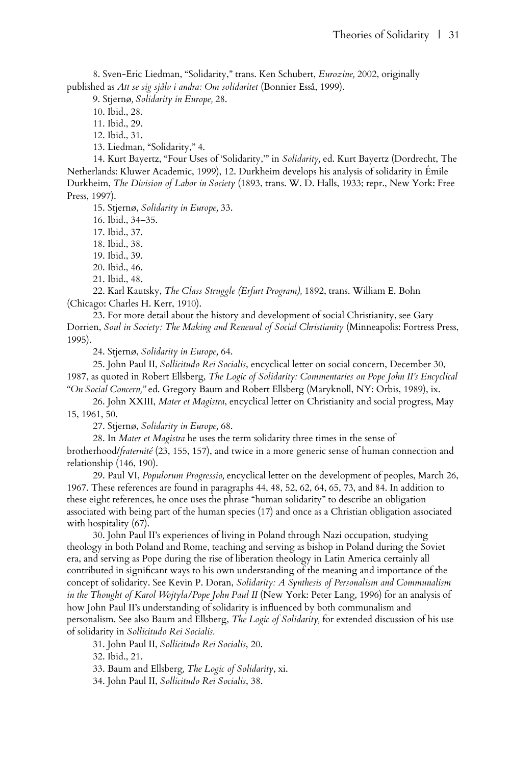8. Sven-Eric Liedman, "Solidarity," trans. Ken Schubert, *Eurozine,* 2002, originally published as *Att se sig själv i andra: Om solidaritet* (Bonnier Esså, 1999).

9. Stjernø*, Solidarity in Europe,* 28.

10. Ibid., 28.

11. Ibid., 29.

12. Ibid., 31.

13. Liedman, "Solidarity," 4.

14. Kurt Bayertz, "Four Uses of 'Solidarity,'" in *Solidarity,* ed. Kurt Bayertz (Dordrecht, The Netherlands: Kluwer Academic, 1999), 12. Durkheim develops his analysis of solidarity in Émile Durkheim, *The Division of Labor in Society* (1893, trans. W. D. Halls, 1933; repr., New York: Free Press, 1997).

15. Stjernø, *Solidarity in Europe,* 33.

16. Ibid., 34–35.

17. Ibid., 37.

18. Ibid., 38.

19. Ibid., 39.

20. Ibid., 46.

21. Ibid., 48.

22. Karl Kautsky, *The Class Struggle (Erfurt Program),* 1892, trans. William E. Bohn (Chicago: Charles H. Kerr, 1910).

23. For more detail about the history and development of social Christianity, see Gary Dorrien, *Soul in Society: The Making and Renewal of Social Christianity* (Minneapolis: Fortress Press, 1995).

24. Stjernø, *Solidarity in Europe,* 64.

25. John Paul II, *Sollicitudo Rei Socialis*, encyclical letter on social concern, December 30, 1987, as quoted in Robert Ellsberg, *The Logic of Solidarity: Commentaries on Pope John II's Encyclical "On Social Concern,"* ed. Gregory Baum and Robert Ellsberg (Maryknoll, NY: Orbis, 1989), ix.

26. John XXIII, *Mater et Magistra*, encyclical letter on Christianity and social progress, May 15, 1961, 50.

27. Stjernø, *Solidarity in Europe,* 68.

28. In *Mater et Magistra* he uses the term solidarity three times in the sense of brotherhood/*fraternité* (23, 155, 157), and twice in a more generic sense of human connection and relationship (146, 190).

29. Paul VI, *Populorum Progressio,* encyclical letter on the development of peoples, March 26, 1967. These references are found in paragraphs 44, 48, 52, 62, 64, 65, 73, and 84. In addition to these eight references, he once uses the phrase "human solidarity" to describe an obligation associated with being part of the human species (17) and once as a Christian obligation associated with hospitality (67).

30. John Paul II's experiences of living in Poland through Nazi occupation, studying theology in both Poland and Rome, teaching and serving as bishop in Poland during the Soviet era, and serving as Pope during the rise of liberation theology in Latin America certainly all contributed in significant ways to his own understanding of the meaning and importance of the concept of solidarity. See Kevin P. Doran, *Solidarity: A Synthesis of Personalism and Communalism in the Thought of Karol Wojtyla/Pope John Paul II* (New York: Peter Lang, 1996) for an analysis of how John Paul II's understanding of solidarity is influenced by both communalism and personalism. See also Baum and Ellsberg, *The Logic of Solidarity,* for extended discussion of his use of solidarity in *Sollicitudo Rei Socialis.*

31. John Paul II, *Sollicitudo Rei Socialis*, 20.

32. Ibid., 21.

33. Baum and Ellsberg, *The Logic of Solidarity*, xi.

34. John Paul II, *Sollicitudo Rei Socialis*, 38.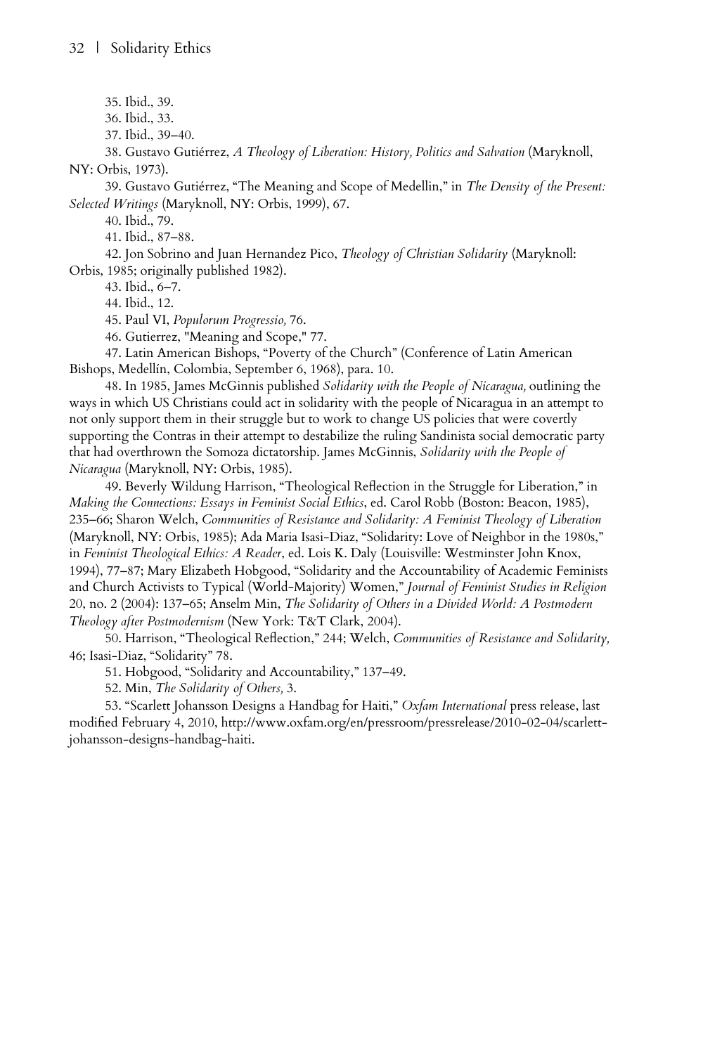35. Ibid., 39.

36. Ibid., 33.

37. Ibid., 39–40.

38. Gustavo Gutiérrez, *A Theology of Liberation: History, Politics and Salvation* (Maryknoll, NY: Orbis, 1973).

39. Gustavo Gutiérrez, "The Meaning and Scope of Medellin," in *The Density of the Present: Selected Writings* (Maryknoll, NY: Orbis, 1999), 67.

40. Ibid., 79.

41. Ibid., 87–88.

42. Jon Sobrino and Juan Hernandez Pico, *Theology of Christian Solidarity* (Maryknoll: Orbis, 1985; originally published 1982).

43. Ibid., 6–7.

44. Ibid., 12.

45. Paul VI, *Populorum Progressio,* 76.

46. Gutierrez, "Meaning and Scope," 77.

47. Latin American Bishops, "Poverty of the Church" (Conference of Latin American Bishops, Medellín, Colombia, September 6, 1968), para. 10.

48. In 1985, James McGinnis published *Solidarity with the People of Nicaragua,* outlining the ways in which US Christians could act in solidarity with the people of Nicaragua in an attempt to not only support them in their struggle but to work to change US policies that were covertly supporting the Contras in their attempt to destabilize the ruling Sandinista social democratic party that had overthrown the Somoza dictatorship. James McGinnis, *Solidarity with the People of Nicaragua* (Maryknoll, NY: Orbis, 1985).

49. Beverly Wildung Harrison, "Theological Reflection in the Struggle for Liberation," in *Making the Connections: Essays in Feminist Social Ethics*, ed. Carol Robb (Boston: Beacon, 1985), 235–66; Sharon Welch, *Communities of Resistance and Solidarity: A Feminist Theology of Liberation* (Maryknoll, NY: Orbis, 1985); Ada Maria Isasi-Diaz, "Solidarity: Love of Neighbor in the 1980s," in *Feminist Theological Ethics: A Reader*, ed. Lois K. Daly (Louisville: Westminster John Knox, 1994), 77–87; Mary Elizabeth Hobgood, "Solidarity and the Accountability of Academic Feminists and Church Activists to Typical (World-Majority) Women," *Journal of Feminist Studies in Religion* 20, no. 2 (2004): 137–65; Anselm Min, *The Solidarity of Others in a Divided World: A Postmodern Theology after Postmodernism* (New York: T&T Clark, 2004).

50. Harrison, "Theological Reflection," 244; Welch, *Communities of Resistance and Solidarity,* 46; Isasi-Diaz, "Solidarity" 78.

51. Hobgood, "Solidarity and Accountability," 137–49.

52. Min, *The Solidarity of Others,* 3.

53. "Scarlett Johansson Designs a Handbag for Haiti," *Oxfam International* press release, last modified February 4, 2010, http://www.oxfam.org/en/pressroom/pressrelease/2010-02-04/scarlett-johansson-designs-handbag-haiti.